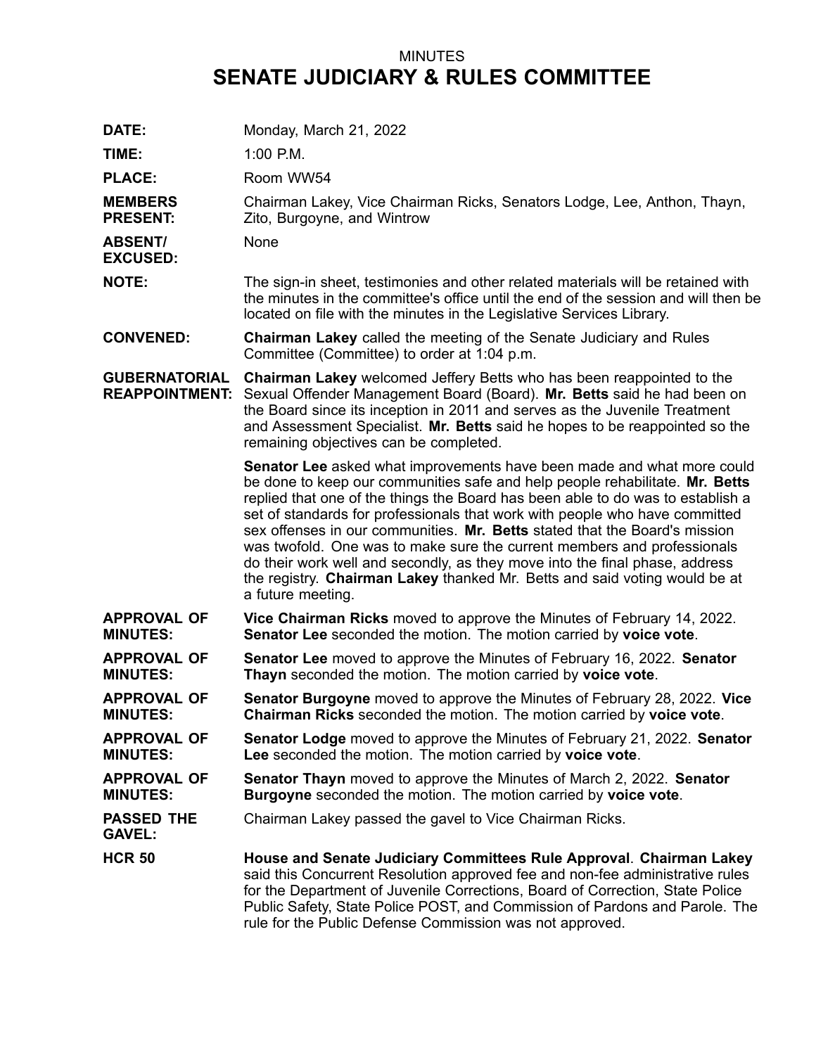MINUTES

# SENATE JUDICIARY & RULES COMMITTEE

**DATE:** Monday, March 21, 2022

**TIME:** 1:00 P.M.

**PLACE:** Room WW54

**MEMBERS PRESENT:** Chairman Lakey, Vice Chairman Ricks, Senators Lodge, Lee, Anthon, Thayn, Zito, Burgoyne, and Wintrow

**ABSENT/ EXCUSED:** None

**NOTE:** The sign-in sheet, testimonies and other related materials will be retained with the minutes in the committee's office until the end of the session and will then be located on file with the minutes in the Legislative Services Library.

**CONVENED:** **Chairman Lakey** called the meeting of the Senate Judiciary and Rules Committee (Committee) to order at 1:04 p.m.

**GUBERNATORIAL REAPPOINTMENT:** **Chairman Lakey** welcomed Jeffery Betts who has been reappointed to the Sexual Offender Management Board (Board). **Mr. Betts** said he had been on the Board since its inception in 2011 and serves as the Juvenile Treatment and Assessment Specialist. **Mr. Betts** said he hopes to be reappointed so the remaining objectives can be completed.

**Senator Lee** asked what improvements have been made and what more could be done to keep our communities safe and help people rehabilitate. **Mr. Betts** replied that one of the things the Board has been able to do was to establish a set of standards for professionals that work with people who have committed sex offenses in our communities. **Mr. Betts** stated that the Board's mission was twofold. One was to make sure the current members and professionals do their work well and secondly, as they move into the final phase, address the registry. **Chairman Lakey** thanked Mr. Betts and said voting would be at a future meeting.

**APPROVAL OF MINUTES:** **Vice Chairman Ricks** moved to approve the Minutes of February 14, 2022. **Senator Lee** seconded the motion. The motion carried by **voice vote**.

**APPROVAL OF MINUTES:** **Senator Lee** moved to approve the Minutes of February 16, 2022. **Senator Thayn** seconded the motion. The motion carried by **voice vote**.

**APPROVAL OF MINUTES:** **Senator Burgoyne** moved to approve the Minutes of February 28, 2022. **Vice Chairman Ricks** seconded the motion. The motion carried by **voice vote**.

**APPROVAL OF MINUTES:** **Senator Lodge** moved to approve the Minutes of February 21, 2022. **Senator Lee** seconded the motion. The motion carried by **voice vote**.

**APPROVAL OF MINUTES:** **Senator Thayn** moved to approve the Minutes of March 2, 2022. **Senator Burgoyne** seconded the motion. The motion carried by **voice vote**.

**PASSED THE GAVEL:** Chairman Lakey passed the gavel to Vice Chairman Ricks.

**HCR 50** **House and Senate Judiciary Committees Rule Approval**. **Chairman Lakey** said this Concurrent Resolution approved fee and non-fee administrative rules for the Department of Juvenile Corrections, Board of Correction, State Police Public Safety, State Police POST, and Commission of Pardons and Parole. The rule for the Public Defense Commission was not approved.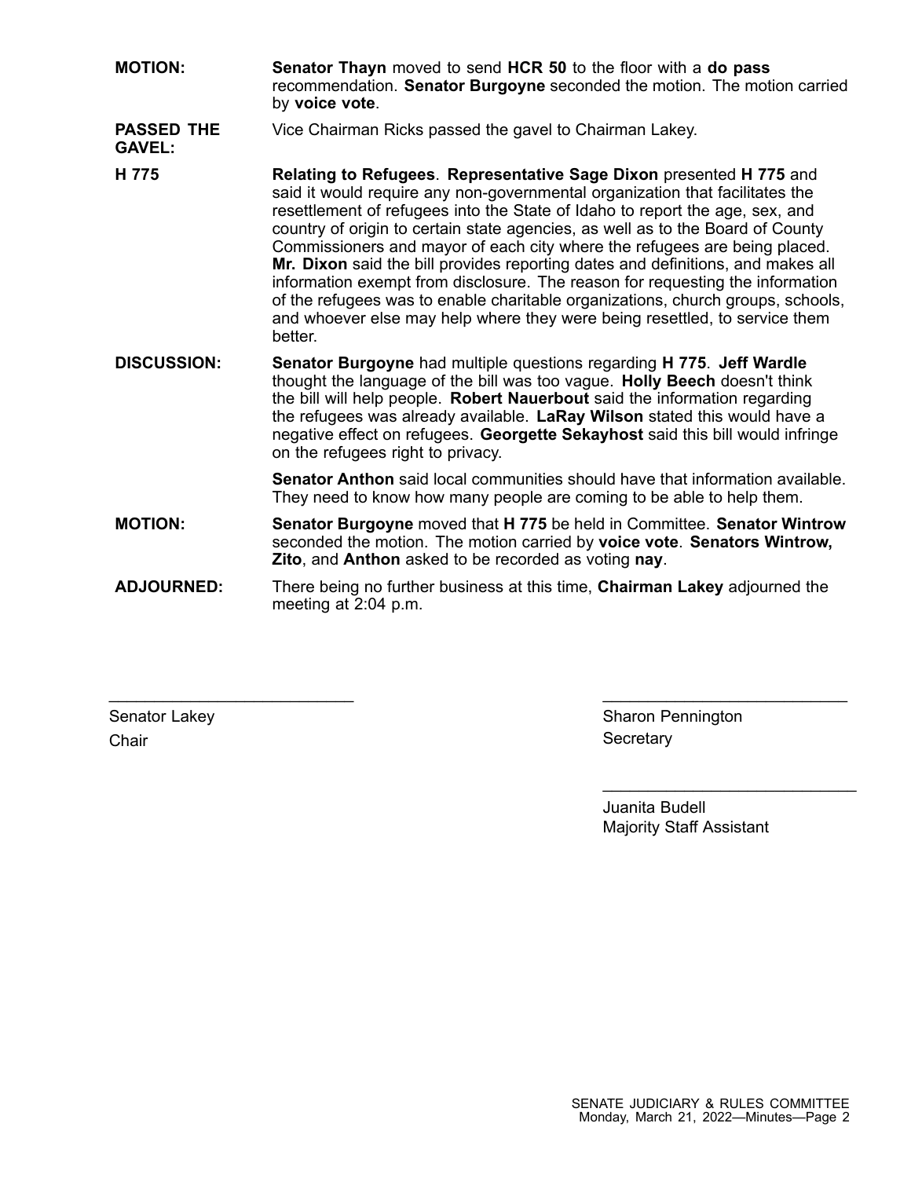**MOTION:** **Senator Thayn** moved to send **HCR 50** to the floor with a **do pass** recommendation. **Senator Burgoyne** seconded the motion. The motion carried by **voice vote**.

**PASSED THE GAVEL:** Vice Chairman Ricks passed the gavel to Chairman Lakey.

**H 775** **Relating to Refugees**. **Representative Sage Dixon** presented **H 775** and said it would require any non-governmental organization that facilitates the resettlement of refugees into the State of Idaho to report the age, sex, and country of origin to certain state agencies, as well as to the Board of County Commissioners and mayor of each city where the refugees are being placed. **Mr. Dixon** said the bill provides reporting dates and definitions, and makes all information exempt from disclosure. The reason for requesting the information of the refugees was to enable charitable organizations, church groups, schools, and whoever else may help where they were being resettled, to service them better.

**DISCUSSION:** **Senator Burgoyne** had multiple questions regarding **H 775**. **Jeff Wardle** thought the language of the bill was too vague. **Holly Beech** doesn't think the bill will help people. **Robert Nauerbout** said the information regarding the refugees was already available. **LaRay Wilson** stated this would have a negative effect on refugees. **Georgette Sekayhost** said this bill would infringe on the refugees right to privacy.

**Senator Anthon** said local communities should have that information available. They need to know how many people are coming to be able to help them.

**MOTION:** **Senator Burgoyne** moved that **H 775** be held in Committee. **Senator Wintrow** seconded the motion. The motion carried by **voice vote**. **Senators Wintrow, Zito**, and **Anthon** asked to be recorded as voting **nay**.

**ADJOURNED:** There being no further business at this time, **Chairman Lakey** adjourned the meeting at 2:04 p.m.

___________________________
Senator Lakey
Chair

___________________________
Sharon Pennington
Secretary

___________________________
Juanita Budell
Majority Staff Assistant